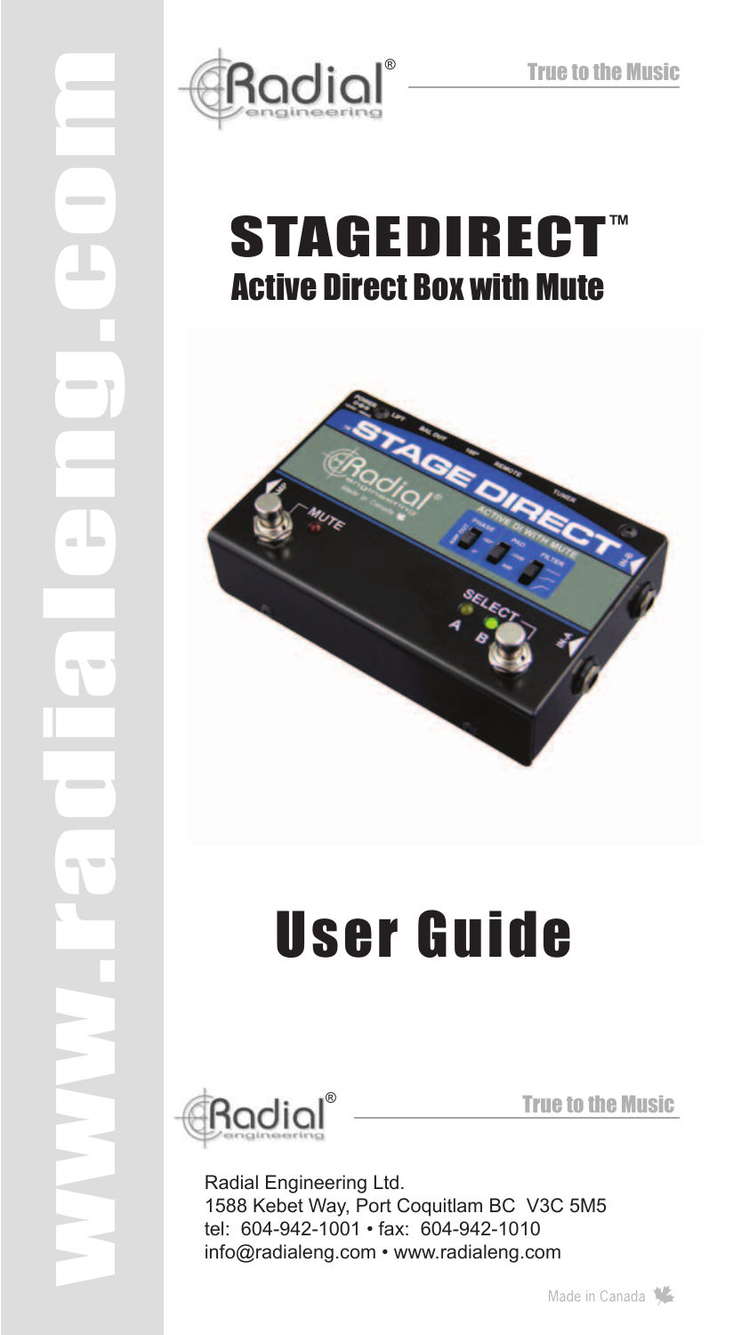True to the Music

# STAGEDIRECT™

## Active Direct Box with Mute

# User Guide

True to the Music

Radial Engineering Ltd.
1588 Kebet Way, Port Coquitlam BC V3C 5M5
tel: 604-942-1001 • fax: 604-942-1010
info@radialeng.com • www.radialeng.com

Made in Canada

www.radialeng.com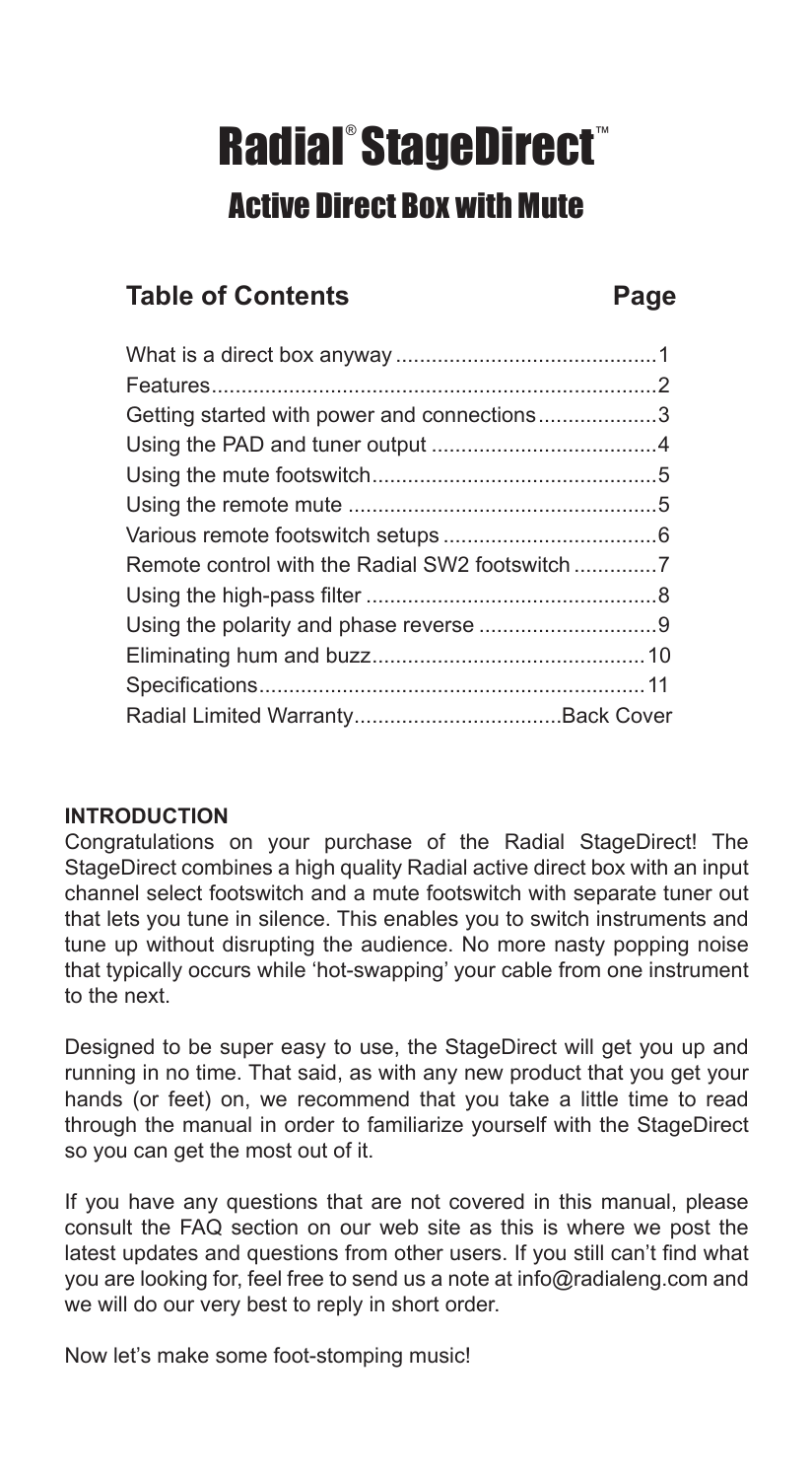# Radial® StageDirect™

## Active Direct Box with Mute

| Table of Contents | Page |
| --- | --- |
| What is a direct box anyway | 1 |
| Features | 2 |
| Getting started with power and connections | 3 |
| Using the PAD and tuner output | 4 |
| Using the mute footswitch | 5 |
| Using the remote mute | 5 |
| Various remote footswitch setups | 6 |
| Remote control with the Radial SW2 footswitch | 7 |
| Using the high-pass filter | 8 |
| Using the polarity and phase reverse | 9 |
| Eliminating hum and buzz | 10 |
| Specifications | 11 |
| Radial Limited Warranty | Back Cover |

**INTRODUCTION**

Congratulations on your purchase of the Radial StageDirect! The StageDirect combines a high quality Radial active direct box with an input channel select footswitch and a mute footswitch with separate tuner out that lets you tune in silence. This enables you to switch instruments and tune up without disrupting the audience. No more nasty popping noise that typically occurs while 'hot-swapping' your cable from one instrument to the next.

Designed to be super easy to use, the StageDirect will get you up and running in no time. That said, as with any new product that you get your hands (or feet) on, we recommend that you take a little time to read through the manual in order to familiarize yourself with the StageDirect so you can get the most out of it.

If you have any questions that are not covered in this manual, please consult the FAQ section on our web site as this is where we post the latest updates and questions from other users. If you still can't find what you are looking for, feel free to send us a note at info@radialeng.com and we will do our very best to reply in short order.

Now let's make some foot-stomping music!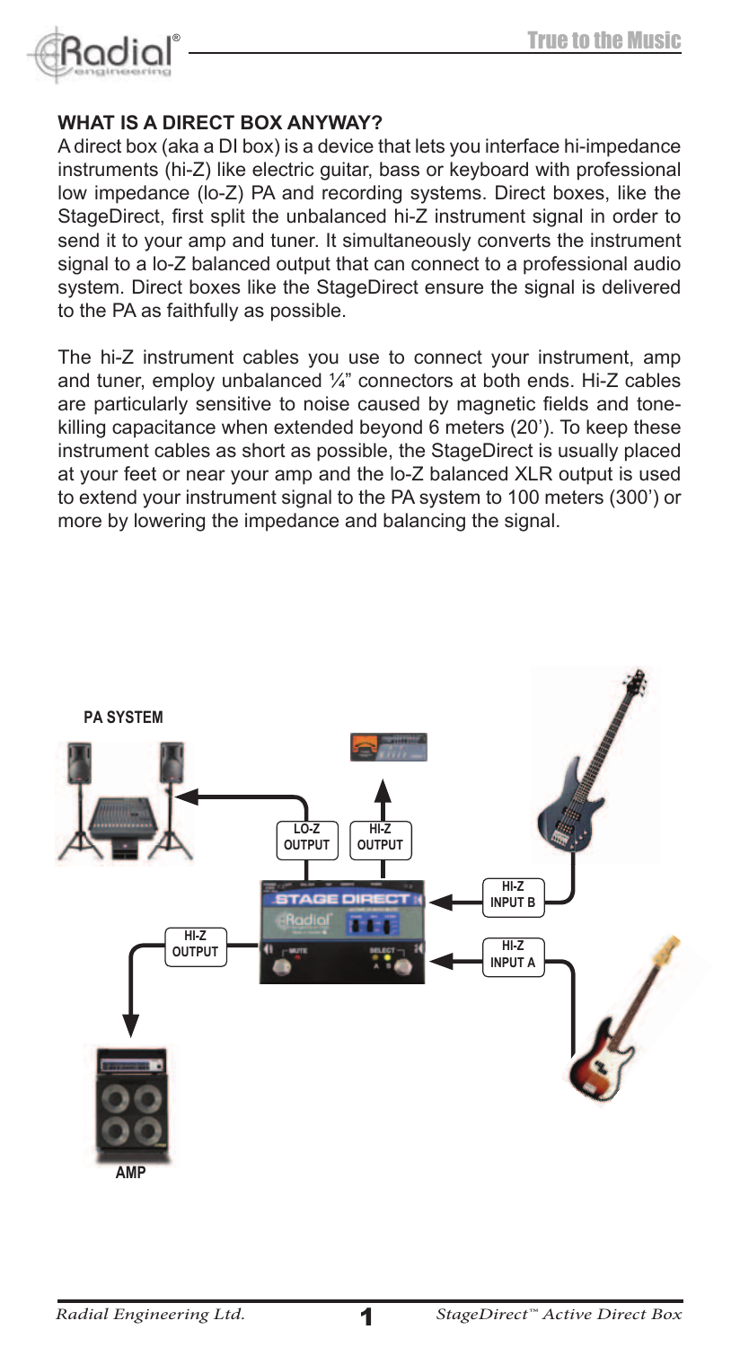**WHAT IS A DIRECT BOX ANYWAY?**

A direct box (aka a DI box) is a device that lets you interface hi-impedance instruments (hi-Z) like electric guitar, bass or keyboard with professional low impedance (lo-Z) PA and recording systems. Direct boxes, like the StageDirect, first split the unbalanced hi-Z instrument signal in order to send it to your amp and tuner. It simultaneously converts the instrument signal to a lo-Z balanced output that can connect to a professional audio system. Direct boxes like the StageDirect ensure the signal is delivered to the PA as faithfully as possible.

The hi-Z instrument cables you use to connect your instrument, amp and tuner, employ unbalanced ¼" connectors at both ends. Hi-Z cables are particularly sensitive to noise caused by magnetic fields and tone-killing capacitance when extended beyond 6 meters (20'). To keep these instrument cables as short as possible, the StageDirect is usually placed at your feet or near your amp and the lo-Z balanced XLR output is used to extend your instrument signal to the PA system to 100 meters (300') or more by lowering the impedance and balancing the signal.

PA SYSTEM

LO-Z OUTPUT

HI-Z OUTPUT

HI-Z INPUT B

HI-Z OUTPUT

HI-Z INPUT A

AMP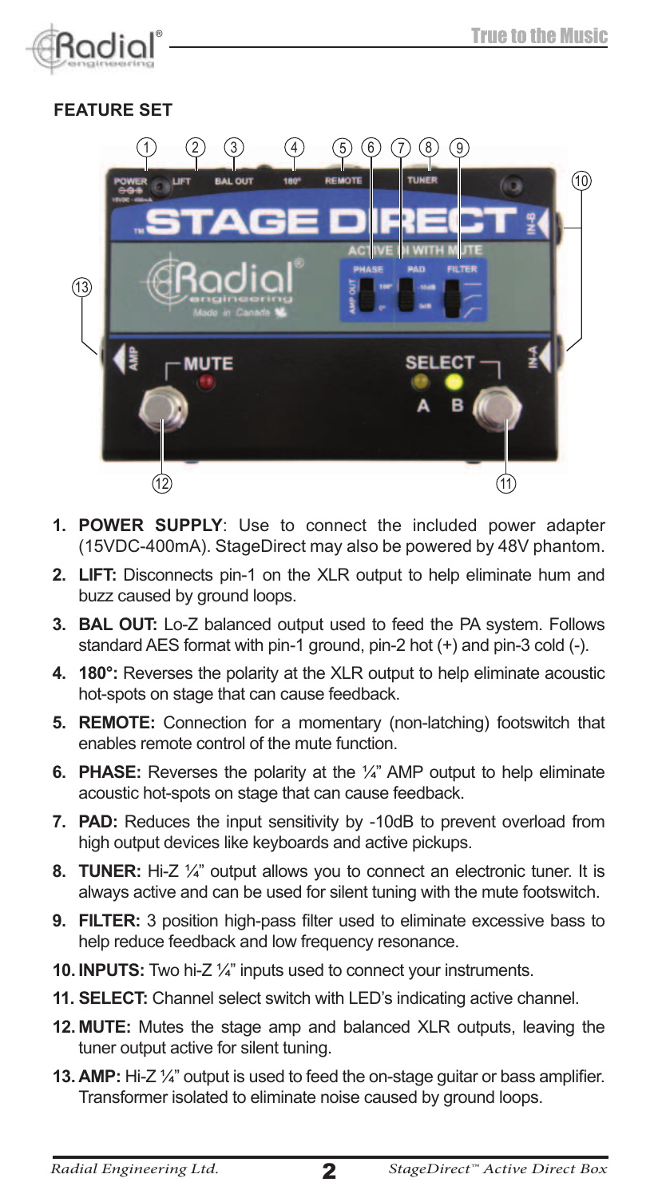## FEATURE SET

1. **POWER SUPPLY**: Use to connect the included power adapter (15VDC-400mA). StageDirect may also be powered by 48V phantom.
2. **LIFT:** Disconnects pin-1 on the XLR output to help eliminate hum and buzz caused by ground loops.
3. **BAL OUT:** Lo-Z balanced output used to feed the PA system. Follows standard AES format with pin-1 ground, pin-2 hot (+) and pin-3 cold (-).
4. **180°:** Reverses the polarity at the XLR output to help eliminate acoustic hot-spots on stage that can cause feedback.
5. **REMOTE:** Connection for a momentary (non-latching) footswitch that enables remote control of the mute function.
6. **PHASE:** Reverses the polarity at the ¼" AMP output to help eliminate acoustic hot-spots on stage that can cause feedback.
7. **PAD:** Reduces the input sensitivity by -10dB to prevent overload from high output devices like keyboards and active pickups.
8. **TUNER:** Hi-Z ¼" output allows you to connect an electronic tuner. It is always active and can be used for silent tuning with the mute footswitch.
9. **FILTER:** 3 position high-pass filter used to eliminate excessive bass to help reduce feedback and low frequency resonance.
10. **INPUTS:** Two hi-Z ¼" inputs used to connect your instruments.
11. **SELECT:** Channel select switch with LED's indicating active channel.
12. **MUTE:** Mutes the stage amp and balanced XLR outputs, leaving the tuner output active for silent tuning.
13. **AMP:** Hi-Z ¼" output is used to feed the on-stage guitar or bass amplifier. Transformer isolated to eliminate noise caused by ground loops.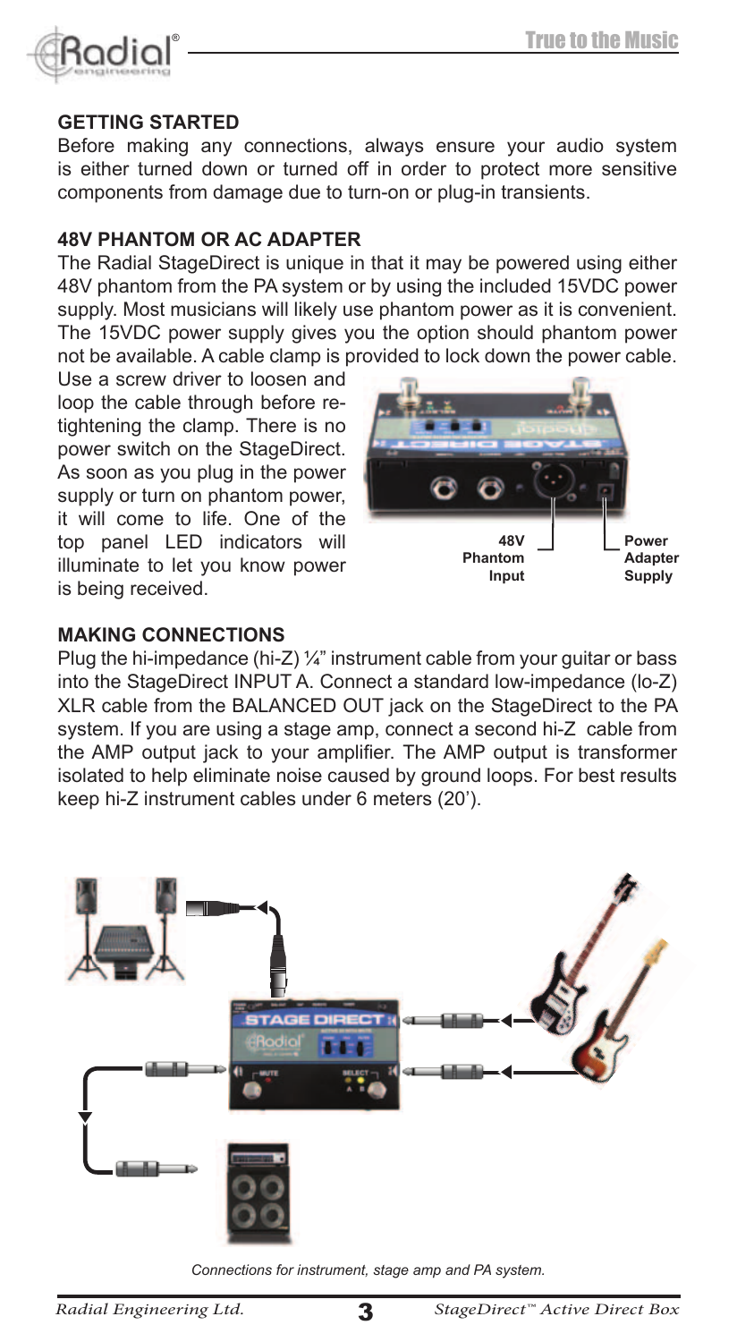## GETTING STARTED

Before making any connections, always ensure your audio system is either turned down or turned off in order to protect more sensitive components from damage due to turn-on or plug-in transients.

## 48V PHANTOM OR AC ADAPTER

The Radial StageDirect is unique in that it may be powered using either 48V phantom from the PA system or by using the included 15VDC power supply. Most musicians will likely use phantom power as it is convenient. The 15VDC power supply gives you the option should phantom power not be available. A cable clamp is provided to lock down the power cable. Use a screw driver to loosen and loop the cable through before re-tightening the clamp. There is no power switch on the StageDirect. As soon as you plug in the power supply or turn on phantom power, it will come to life. One of the top panel LED indicators will illuminate to let you know power is being received.

48V Phantom Input

Power Adapter Supply

## MAKING CONNECTIONS

Plug the hi-impedance (hi-Z) ¼" instrument cable from your guitar or bass into the StageDirect INPUT A. Connect a standard low-impedance (lo-Z) XLR cable from the BALANCED OUT jack on the StageDirect to the PA system. If you are using a stage amp, connect a second hi-Z cable from the AMP output jack to your amplifier. The AMP output is transformer isolated to help eliminate noise caused by ground loops. For best results keep hi-Z instrument cables under 6 meters (20').

*Connections for instrument, stage amp and PA system.*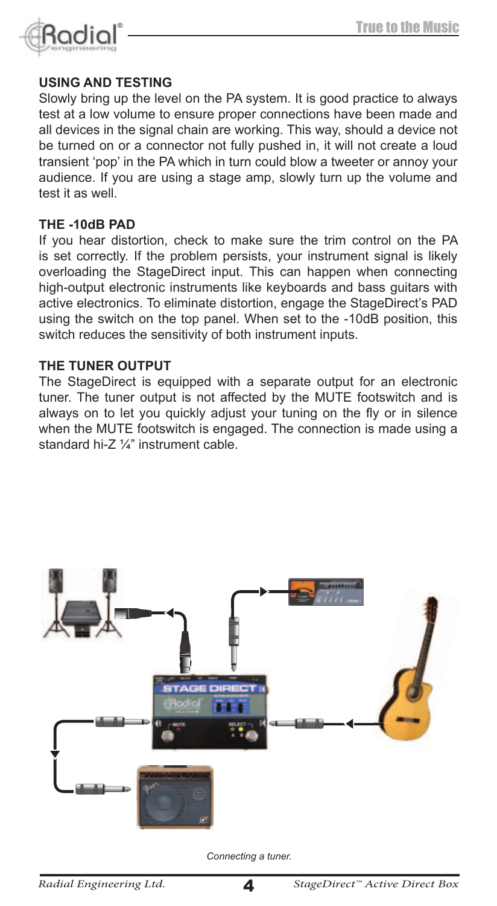### USING AND TESTING

Slowly bring up the level on the PA system. It is good practice to always test at a low volume to ensure proper connections have been made and all devices in the signal chain are working. This way, should a device not be turned on or a connector not fully pushed in, it will not create a loud transient 'pop' in the PA which in turn could blow a tweeter or annoy your audience. If you are using a stage amp, slowly turn up the volume and test it as well.

### THE -10dB PAD

If you hear distortion, check to make sure the trim control on the PA is set correctly. If the problem persists, your instrument signal is likely overloading the StageDirect input. This can happen when connecting high-output electronic instruments like keyboards and bass guitars with active electronics. To eliminate distortion, engage the StageDirect's PAD using the switch on the top panel. When set to the -10dB position, this switch reduces the sensitivity of both instrument inputs.

### THE TUNER OUTPUT

The StageDirect is equipped with a separate output for an electronic tuner. The tuner output is not affected by the MUTE footswitch and is always on to let you quickly adjust your tuning on the fly or in silence when the MUTE footswitch is engaged. The connection is made using a standard hi-Z ¼" instrument cable.

*Connecting a tuner.*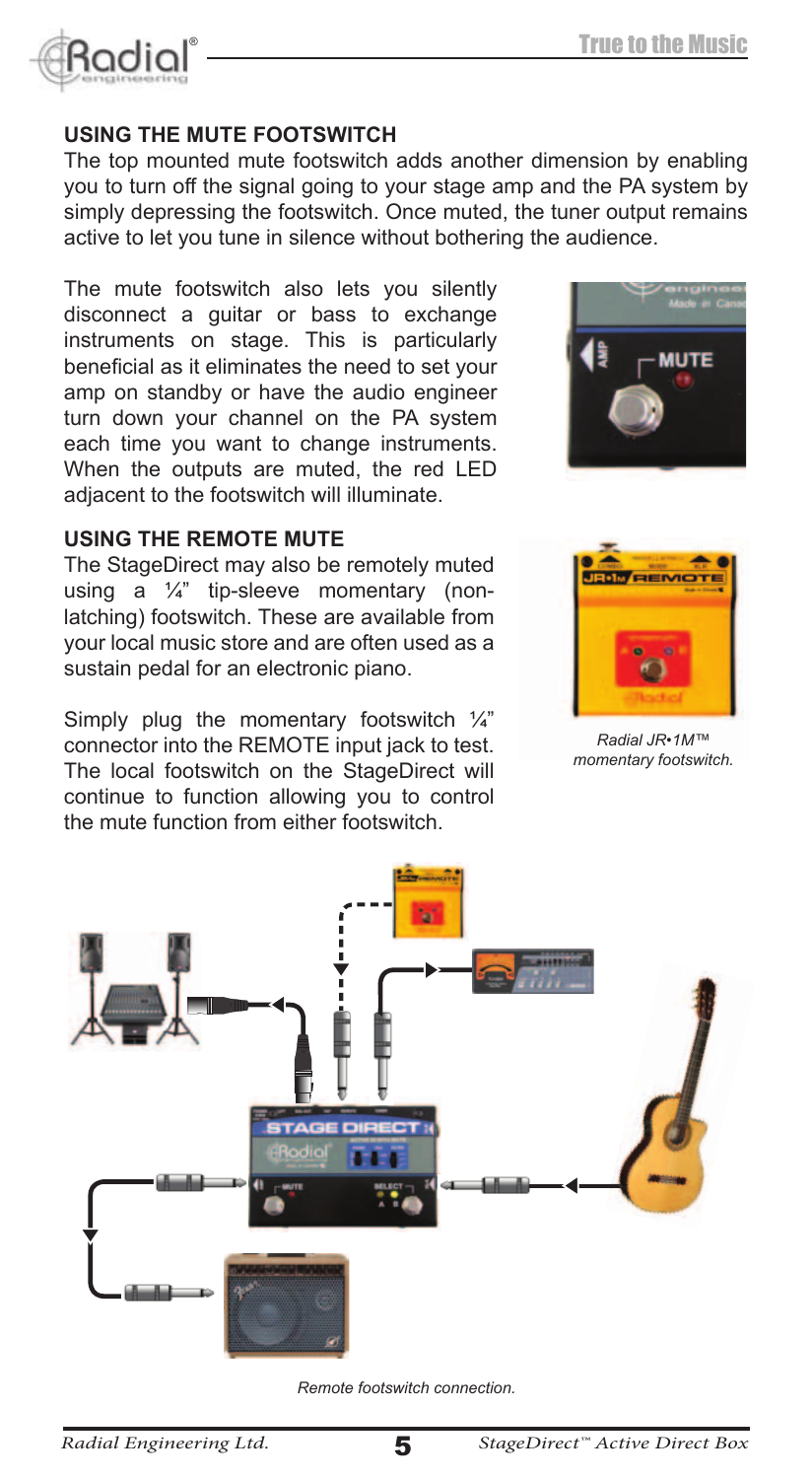## USING THE MUTE FOOTSWITCH

The top mounted mute footswitch adds another dimension by enabling you to turn off the signal going to your stage amp and the PA system by simply depressing the footswitch. Once muted, the tuner output remains active to let you tune in silence without bothering the audience.

The mute footswitch also lets you silently disconnect a guitar or bass to exchange instruments on stage. This is particularly beneficial as it eliminates the need to set your amp on standby or have the audio engineer turn down your channel on the PA system each time you want to change instruments. When the outputs are muted, the red LED adjacent to the footswitch will illuminate.

## USING THE REMOTE MUTE

The StageDirect may also be remotely muted using a ¼" tip-sleeve momentary (non-latching) footswitch. These are available from your local music store and are often used as a sustain pedal for an electronic piano.

Simply plug the momentary footswitch ¼" connector into the REMOTE input jack to test. The local footswitch on the StageDirect will continue to function allowing you to control the mute function from either footswitch.

*Radial JR•1M™ momentary footswitch.*

*Remote footswitch connection.*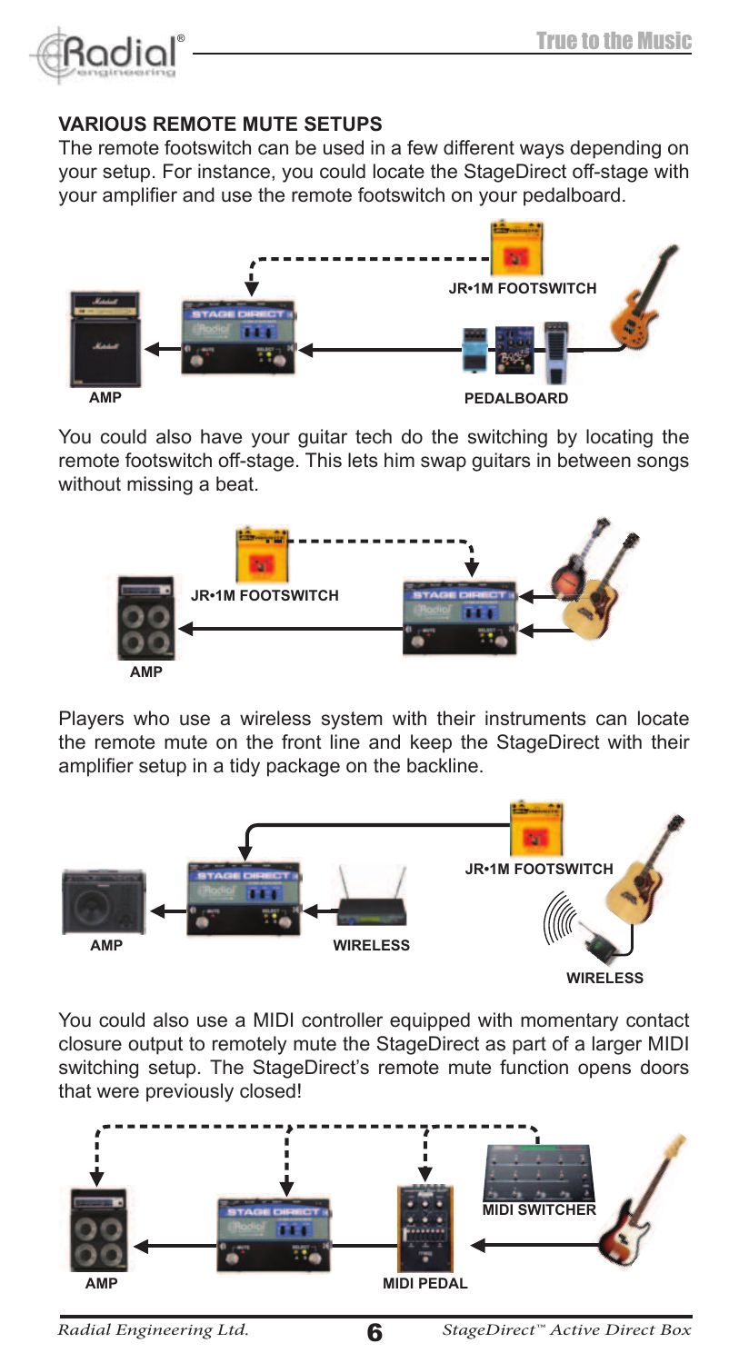## VARIOUS REMOTE MUTE SETUPS

The remote footswitch can be used in a few different ways depending on your setup. For instance, you could locate the StageDirect off-stage with your amplifier and use the remote footswitch on your pedalboard.

You could also have your guitar tech do the switching by locating the remote footswitch off-stage. This lets him swap guitars in between songs without missing a beat.

Players who use a wireless system with their instruments can locate the remote mute on the front line and keep the StageDirect with their amplifier setup in a tidy package on the backline.

You could also use a MIDI controller equipped with momentary contact closure output to remotely mute the StageDirect as part of a larger MIDI switching setup. The StageDirect's remote mute function opens doors that were previously closed!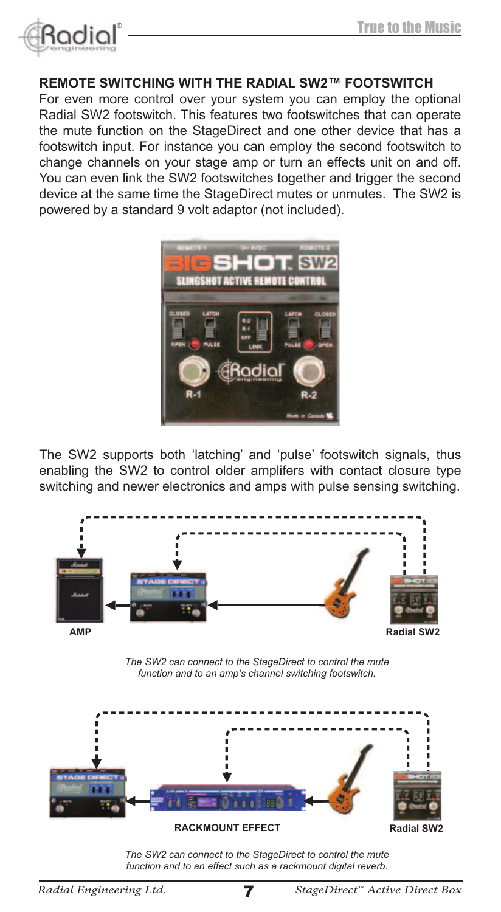## REMOTE SWITCHING WITH THE RADIAL SW2™ FOOTSWITCH

For even more control over your system you can employ the optional Radial SW2 footswitch. This features two footswitches that can operate the mute function on the StageDirect and one other device that has a footswitch input. For instance you can employ the second footswitch to change channels on your stage amp or turn an effects unit on and off. You can even link the SW2 footswitches together and trigger the second device at the same time the StageDirect mutes or unmutes. The SW2 is powered by a standard 9 volt adaptor (not included).

The SW2 supports both 'latching' and 'pulse' footswitch signals, thus enabling the SW2 to control older amplifers with contact closure type switching and newer electronics and amps with pulse sensing switching.

AMP

Radial SW2

*The SW2 can connect to the StageDirect to control the mute function and to an amp's channel switching footswitch.*

RACKMOUNT EFFECT

Radial SW2

*The SW2 can connect to the StageDirect to control the mute function and to an effect such as a rackmount digital reverb.*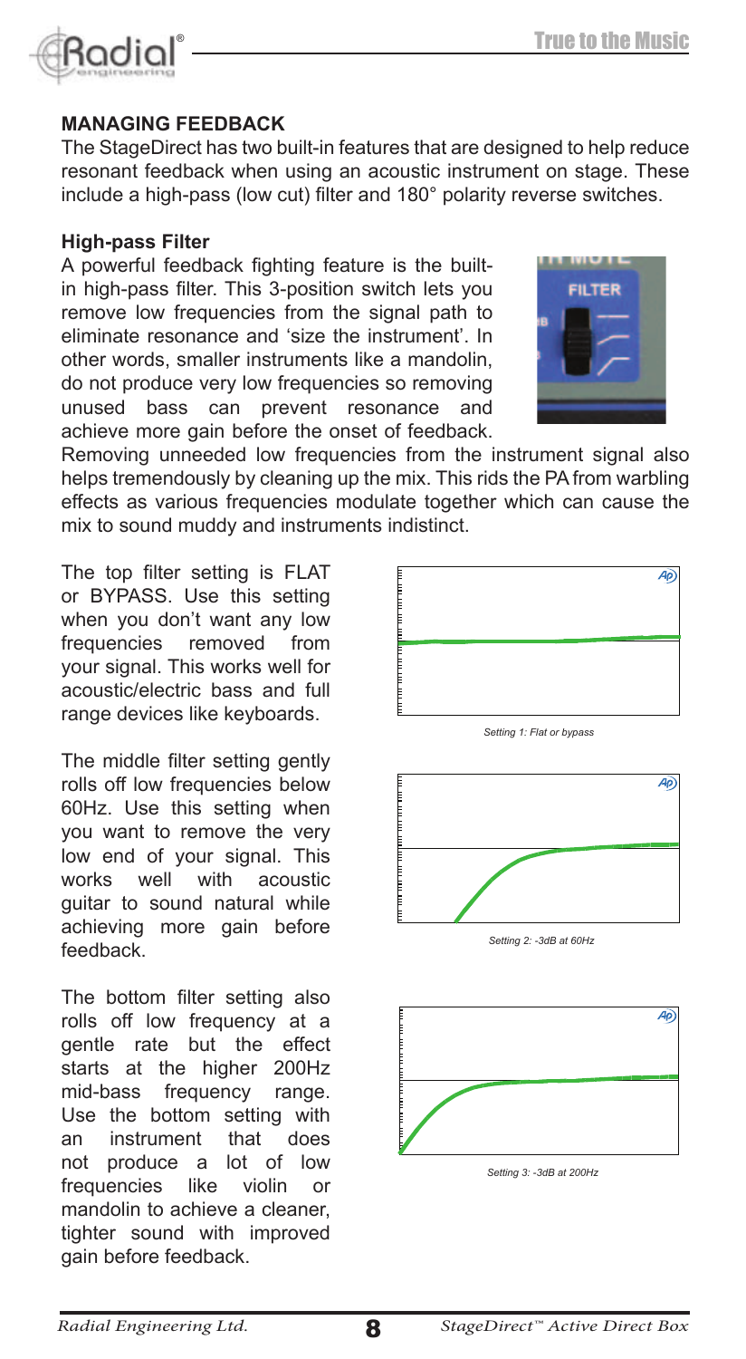## MANAGING FEEDBACK

The StageDirect has two built-in features that are designed to help reduce resonant feedback when using an acoustic instrument on stage. These include a high-pass (low cut) filter and 180° polarity reverse switches.

### High-pass Filter

A powerful feedback fighting feature is the built-in high-pass filter. This 3-position switch lets you remove low frequencies from the signal path to eliminate resonance and 'size the instrument'. In other words, smaller instruments like a mandolin, do not produce very low frequencies so removing unused bass can prevent resonance and achieve more gain before the onset of feedback. Removing unneeded low frequencies from the instrument signal also helps tremendously by cleaning up the mix. This rids the PA from warbling effects as various frequencies modulate together which can cause the mix to sound muddy and instruments indistinct.

The top filter setting is FLAT or BYPASS. Use this setting when you don't want any low frequencies removed from your signal. This works well for acoustic/electric bass and full range devices like keyboards.

*Setting 1: Flat or bypass*

The middle filter setting gently rolls off low frequencies below 60Hz. Use this setting when you want to remove the very low end of your signal. This works well with acoustic guitar to sound natural while achieving more gain before feedback.

*Setting 2: -3dB at 60Hz*

The bottom filter setting also rolls off low frequency at a gentle rate but the effect starts at the higher 200Hz mid-bass frequency range. Use the bottom setting with an instrument that does not produce a lot of low frequencies like violin or mandolin to achieve a cleaner, tighter sound with improved gain before feedback.

*Setting 3: -3dB at 200Hz*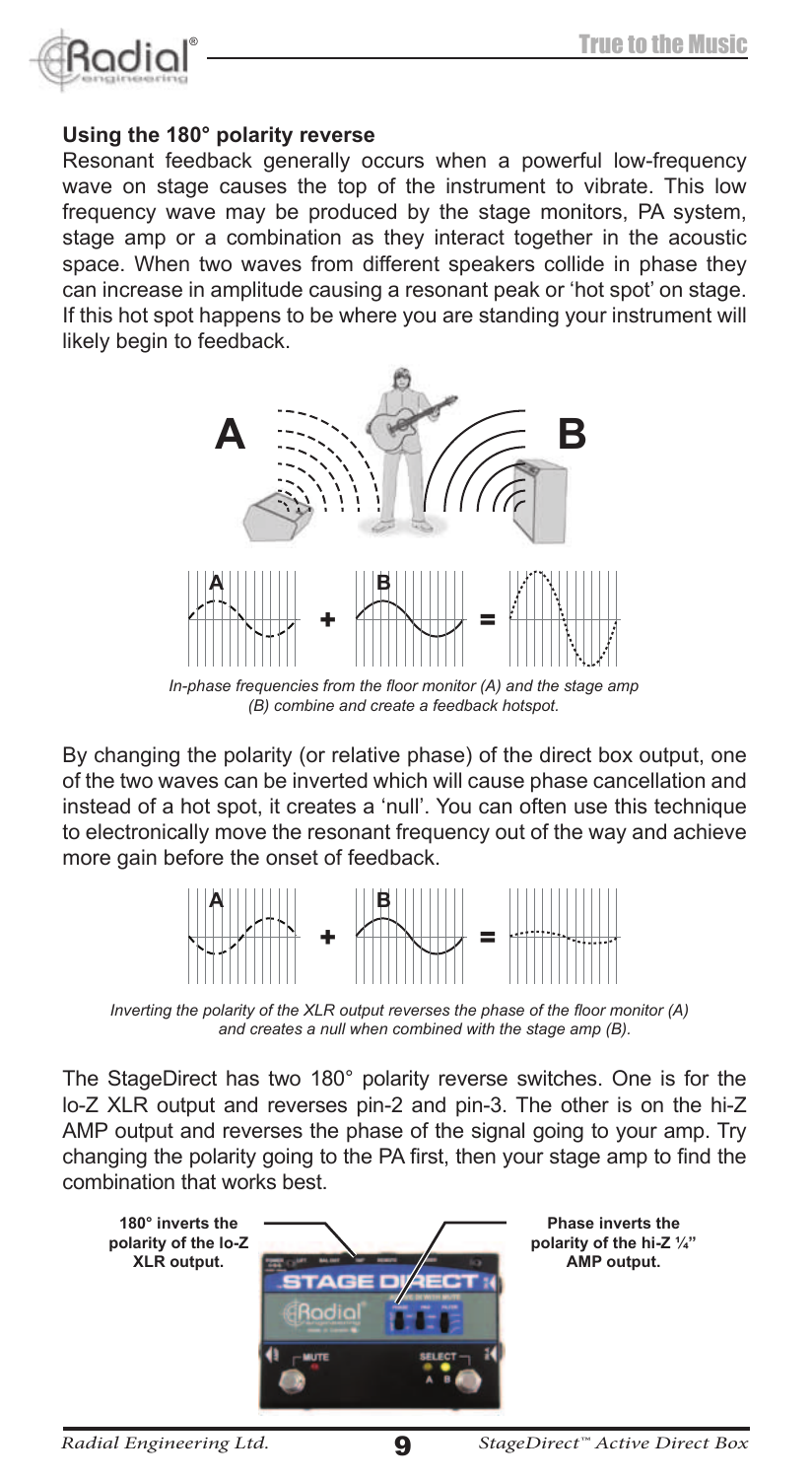### Using the 180° polarity reverse

Resonant feedback generally occurs when a powerful low-frequency wave on stage causes the top of the instrument to vibrate. This low frequency wave may be produced by the stage monitors, PA system, stage amp or a combination as they interact together in the acoustic space. When two waves from different speakers collide in phase they can increase in amplitude causing a resonant peak or 'hot spot' on stage. If this hot spot happens to be where you are standing your instrument will likely begin to feedback.

*In-phase frequencies from the floor monitor (A) and the stage amp (B) combine and create a feedback hotspot.*

By changing the polarity (or relative phase) of the direct box output, one of the two waves can be inverted which will cause phase cancellation and instead of a hot spot, it creates a 'null'. You can often use this technique to electronically move the resonant frequency out of the way and achieve more gain before the onset of feedback.

*Inverting the polarity of the XLR output reverses the phase of the floor monitor (A) and creates a null when combined with the stage amp (B).*

The StageDirect has two 180° polarity reverse switches. One is for the lo-Z XLR output and reverses pin-2 and pin-3. The other is on the hi-Z AMP output and reverses the phase of the signal going to your amp. Try changing the polarity going to the PA first, then your stage amp to find the combination that works best.

**180° inverts the polarity of the lo-Z XLR output.**

**Phase inverts the polarity of the hi-Z ¼" AMP output.**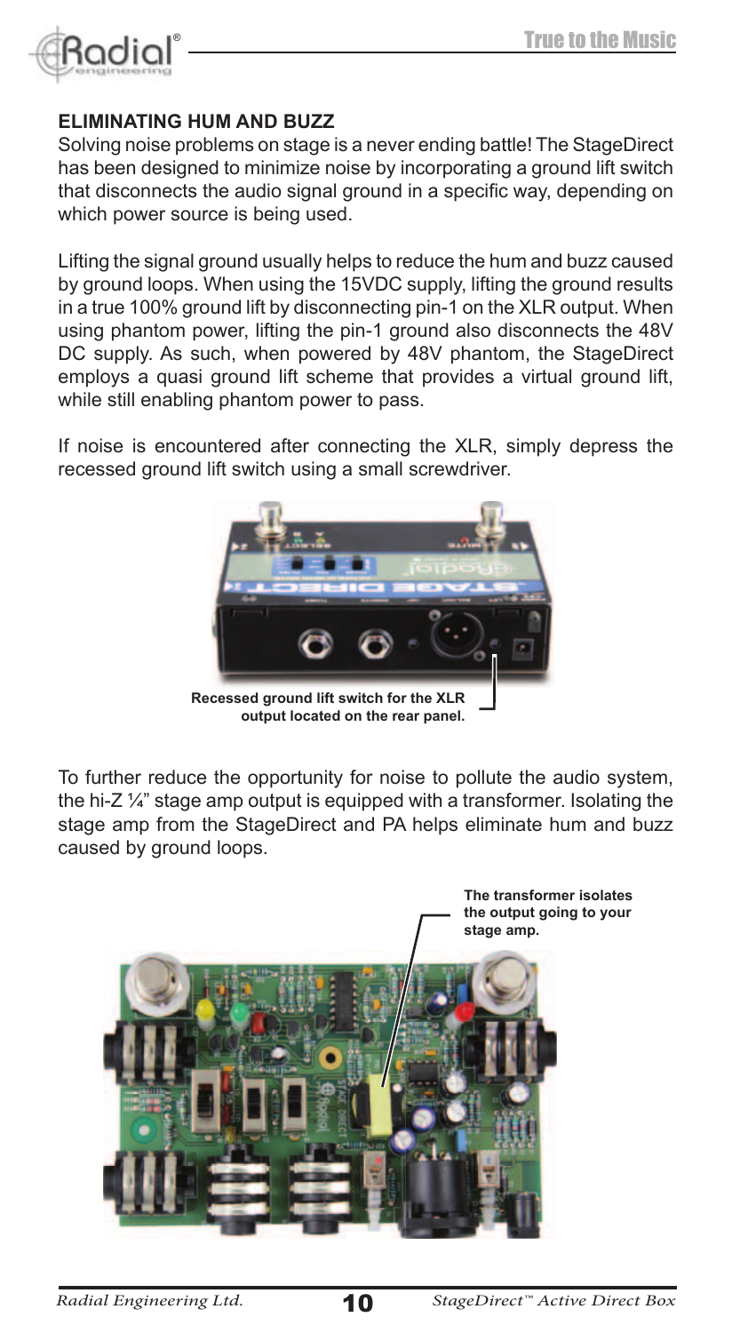## ELIMINATING HUM AND BUZZ

Solving noise problems on stage is a never ending battle! The StageDirect has been designed to minimize noise by incorporating a ground lift switch that disconnects the audio signal ground in a specific way, depending on which power source is being used.

Lifting the signal ground usually helps to reduce the hum and buzz caused by ground loops. When using the 15VDC supply, lifting the ground results in a true 100% ground lift by disconnecting pin-1 on the XLR output. When using phantom power, lifting the pin-1 ground also disconnects the 48V DC supply. As such, when powered by 48V phantom, the StageDirect employs a quasi ground lift scheme that provides a virtual ground lift, while still enabling phantom power to pass.

If noise is encountered after connecting the XLR, simply depress the recessed ground lift switch using a small screwdriver.

**Recessed ground lift switch for the XLR output located on the rear panel.**

To further reduce the opportunity for noise to pollute the audio system, the hi-Z ¼" stage amp output is equipped with a transformer. Isolating the stage amp from the StageDirect and PA helps eliminate hum and buzz caused by ground loops.

**The transformer isolates the output going to your stage amp.**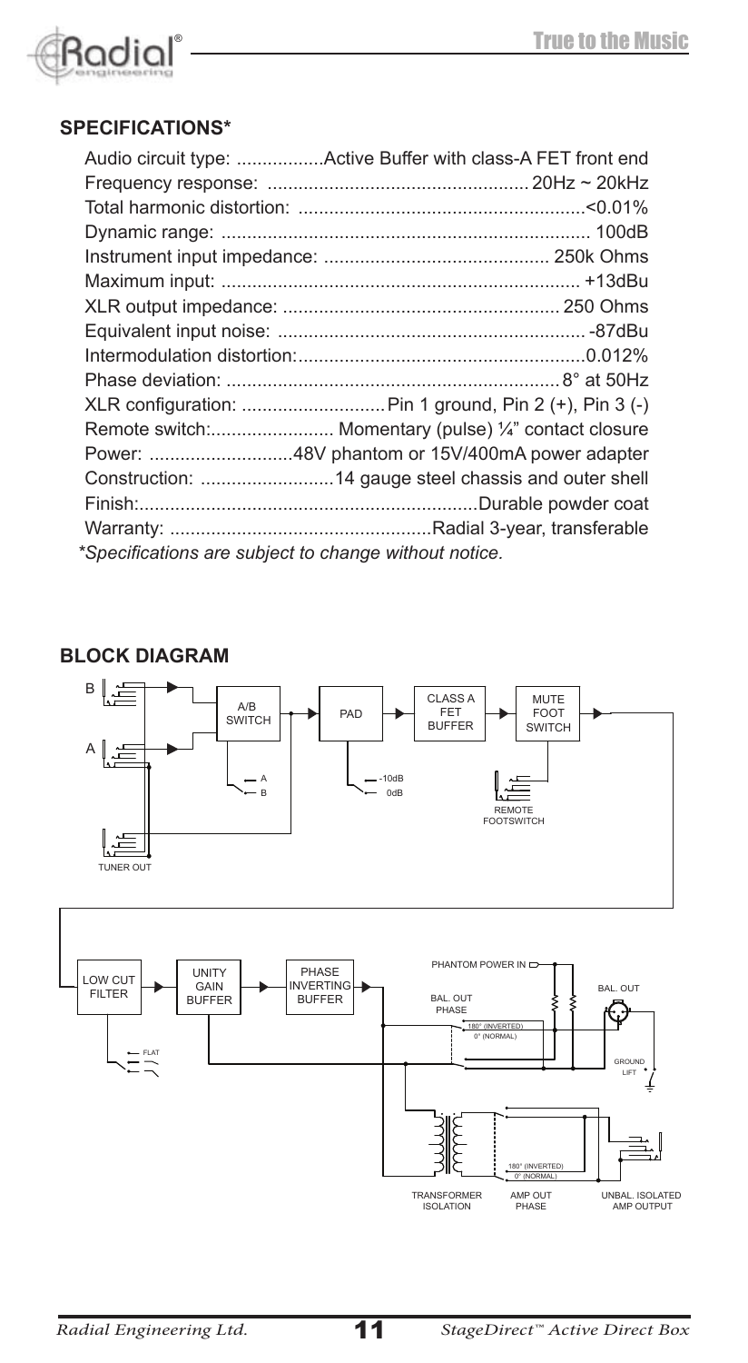## SPECIFICATIONS*

| | |
|---|---|
| Audio circuit type: | Active Buffer with class-A FET front end |
| Frequency response: | 20Hz ~ 20kHz |
| Total harmonic distortion: | <0.01% |
| Dynamic range: | 100dB |
| Instrument input impedance: | 250k Ohms |
| Maximum input: | +13dBu |
| XLR output impedance: | 250 Ohms |
| Equivalent input noise: | -87dBu |
| Intermodulation distortion: | 0.012% |
| Phase deviation: | 8° at 50Hz |
| XLR configuration: | Pin 1 ground, Pin 2 (+), Pin 3 (-) |
| Remote switch: | Momentary (pulse) ¼" contact closure |
| Power: | 48V phantom or 15V/400mA power adapter |
| Construction: | 14 gauge steel chassis and outer shell |
| Finish: | Durable powder coat |
| Warranty: | Radial 3-year, transferable |

*Specifications are subject to change without notice.*

## BLOCK DIAGRAM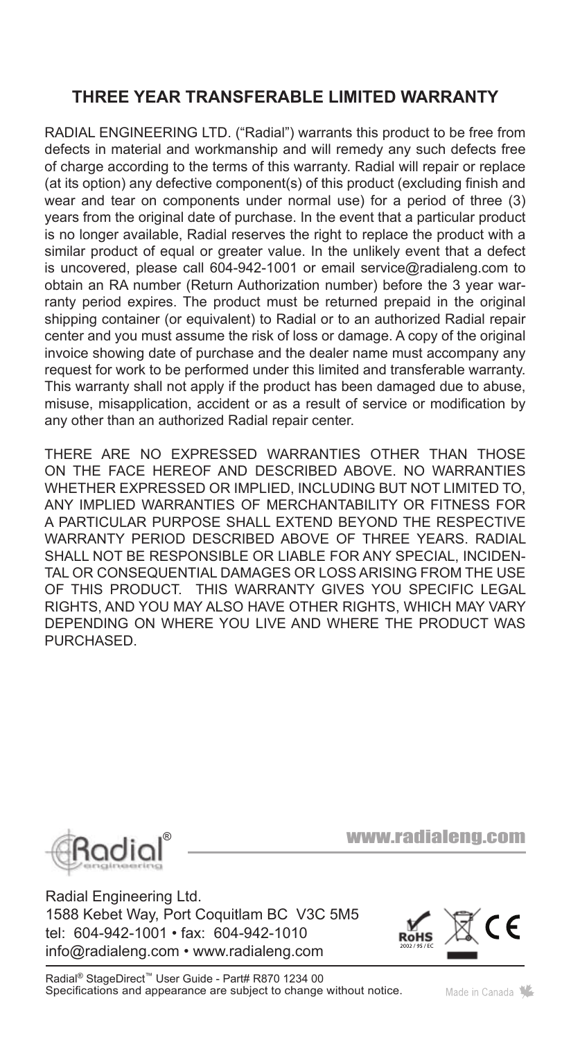## THREE YEAR TRANSFERABLE LIMITED WARRANTY

RADIAL ENGINEERING LTD. ("Radial") warrants this product to be free from defects in material and workmanship and will remedy any such defects free of charge according to the terms of this warranty. Radial will repair or replace (at its option) any defective component(s) of this product (excluding finish and wear and tear on components under normal use) for a period of three (3) years from the original date of purchase. In the event that a particular product is no longer available, Radial reserves the right to replace the product with a similar product of equal or greater value. In the unlikely event that a defect is uncovered, please call 604-942-1001 or email service@radialeng.com to obtain an RA number (Return Authorization number) before the 3 year warranty period expires. The product must be returned prepaid in the original shipping container (or equivalent) to Radial or to an authorized Radial repair center and you must assume the risk of loss or damage. A copy of the original invoice showing date of purchase and the dealer name must accompany any request for work to be performed under this limited and transferable warranty. This warranty shall not apply if the product has been damaged due to abuse, misuse, misapplication, accident or as a result of service or modification by any other than an authorized Radial repair center.

THERE ARE NO EXPRESSED WARRANTIES OTHER THAN THOSE ON THE FACE HEREOF AND DESCRIBED ABOVE. NO WARRANTIES WHETHER EXPRESSED OR IMPLIED, INCLUDING BUT NOT LIMITED TO, ANY IMPLIED WARRANTIES OF MERCHANTABILITY OR FITNESS FOR A PARTICULAR PURPOSE SHALL EXTEND BEYOND THE RESPECTIVE WARRANTY PERIOD DESCRIBED ABOVE OF THREE YEARS. RADIAL SHALL NOT BE RESPONSIBLE OR LIABLE FOR ANY SPECIAL, INCIDENTAL OR CONSEQUENTIAL DAMAGES OR LOSS ARISING FROM THE USE OF THIS PRODUCT. THIS WARRANTY GIVES YOU SPECIFIC LEGAL RIGHTS, AND YOU MAY ALSO HAVE OTHER RIGHTS, WHICH MAY VARY DEPENDING ON WHERE YOU LIVE AND WHERE THE PRODUCT WAS PURCHASED.

Radial® engineering

www.radialeng.com

Radial Engineering Ltd.
1588 Kebet Way, Port Coquitlam BC V3C 5M5
tel: 604-942-1001 • fax: 604-942-1010
info@radialeng.com • www.radialeng.com

RoHS 2002 / 95 / EC CE

Radial® StageDirect™ User Guide - Part# R870 1234 00
Specifications and appearance are subject to change without notice.

Made in Canada